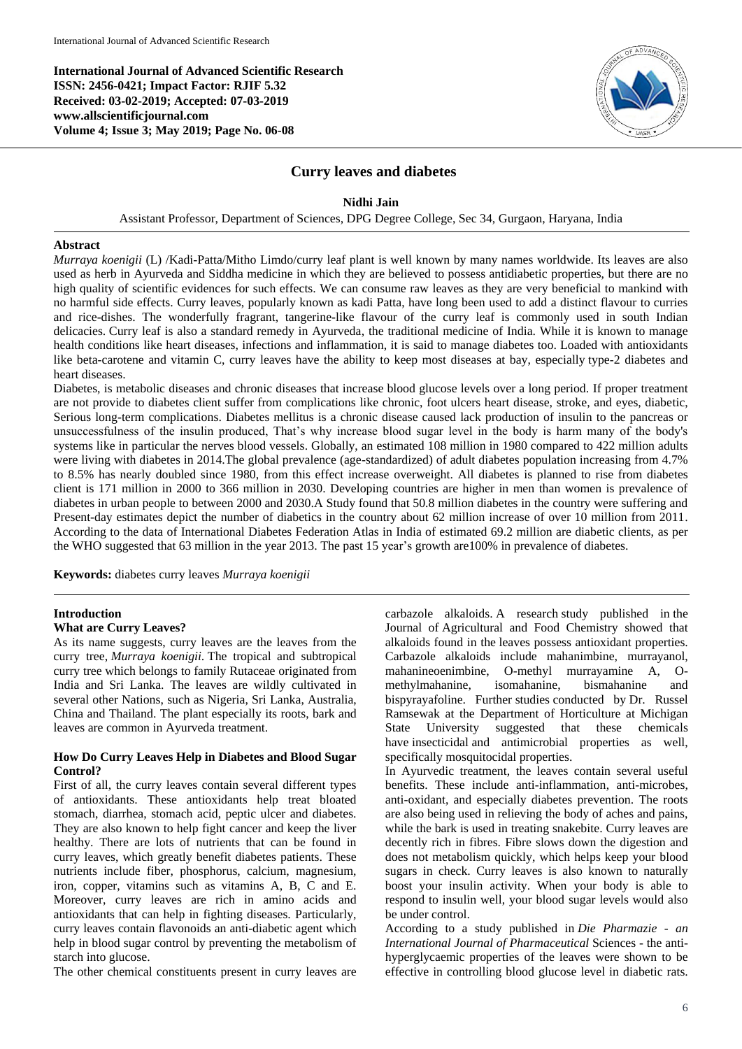International Journal of Advanced Scientific Research
ISSN: 2456-0421; Impact Factor: RJIF 5.32
Received: 03-02-2019; Accepted: 07-03-2019
www.allscientificjournal.com
Volume 4; Issue 3; May 2019; Page No. 06-08

# Curry leaves and diabetes

**Nidhi Jain**

Assistant Professor, Department of Sciences, DPG Degree College, Sec 34, Gurgaon, Haryana, India

## Abstract

*Murraya koenigii* (L) /Kadi-Patta/Mitho Limdo/curry leaf plant is well known by many names worldwide. Its leaves are also used as herb in Ayurveda and Siddha medicine in which they are believed to possess antidiabetic properties, but there are no high quality of scientific evidences for such effects. We can consume raw leaves as they are very beneficial to mankind with no harmful side effects. Curry leaves, popularly known as kadi Patta, have long been used to add a distinct flavour to curries and rice-dishes. The wonderfully fragrant, tangerine-like flavour of the curry leaf is commonly used in south Indian delicacies. Curry leaf is also a standard remedy in Ayurveda, the traditional medicine of India. While it is known to manage health conditions like heart diseases, infections and inflammation, it is said to manage diabetes too. Loaded with antioxidants like beta-carotene and vitamin C, curry leaves have the ability to keep most diseases at bay, especially type-2 diabetes and heart diseases.

Diabetes, is metabolic diseases and chronic diseases that increase blood glucose levels over a long period. If proper treatment are not provide to diabetes client suffer from complications like chronic, foot ulcers heart disease, stroke, and eyes, diabetic, Serious long-term complications. Diabetes mellitus is a chronic disease caused lack production of insulin to the pancreas or unsuccessfulness of the insulin produced, That's why increase blood sugar level in the body is harm many of the body's systems like in particular the nerves blood vessels. Globally, an estimated 108 million in 1980 compared to 422 million adults were living with diabetes in 2014.The global prevalence (age-standardized) of adult diabetes population increasing from 4.7% to 8.5% has nearly doubled since 1980, from this effect increase overweight. All diabetes is planned to rise from diabetes client is 171 million in 2000 to 366 million in 2030. Developing countries are higher in men than women is prevalence of diabetes in urban people to between 2000 and 2030.A Study found that 50.8 million diabetes in the country were suffering and Present-day estimates depict the number of diabetics in the country about 62 million increase of over 10 million from 2011. According to the data of International Diabetes Federation Atlas in India of estimated 69.2 million are diabetic clients, as per the WHO suggested that 63 million in the year 2013. The past 15 year's growth are100% in prevalence of diabetes.

**Keywords:** diabetes curry leaves *Murraya koenigii*

## Introduction

### What are Curry Leaves?

As its name suggests, curry leaves are the leaves from the curry tree, *Murraya koenigii*. The tropical and subtropical curry tree which belongs to family Rutaceae originated from India and Sri Lanka. The leaves are wildly cultivated in several other Nations, such as Nigeria, Sri Lanka, Australia, China and Thailand. The plant especially its roots, bark and leaves are common in Ayurveda treatment.

### How Do Curry Leaves Help in Diabetes and Blood Sugar Control?

First of all, the curry leaves contain several different types of antioxidants. These antioxidants help treat bloated stomach, diarrhea, stomach acid, peptic ulcer and diabetes. They are also known to help fight cancer and keep the liver healthy. There are lots of nutrients that can be found in curry leaves, which greatly benefit diabetes patients. These nutrients include fiber, phosphorus, calcium, magnesium, iron, copper, vitamins such as vitamins A, B, C and E. Moreover, curry leaves are rich in amino acids and antioxidants that can help in fighting diseases. Particularly, curry leaves contain flavonoids an anti-diabetic agent which help in blood sugar control by preventing the metabolism of starch into glucose.

The other chemical constituents present in curry leaves are carbazole alkaloids. A research study published in the Journal of Agricultural and Food Chemistry showed that alkaloids found in the leaves possess antioxidant properties. Carbazole alkaloids include mahanimbine, murrayanol, mahanineoenimbine, O-methyl murrayamine A, O-methylmahanine, isomahanine, bismahanine and bispyrayafoline. Further studies conducted by Dr. Russel Ramsewak at the Department of Horticulture at Michigan State University suggested that these chemicals have insecticidal and antimicrobial properties as well, specifically mosquitocidal properties.

In Ayurvedic treatment, the leaves contain several useful benefits. These include anti-inflammation, anti-microbes, anti-oxidant, and especially diabetes prevention. The roots are also being used in relieving the body of aches and pains, while the bark is used in treating snakebite. Curry leaves are decently rich in fibres. Fibre slows down the digestion and does not metabolism quickly, which helps keep your blood sugars in check. Curry leaves is also known to naturally boost your insulin activity. When your body is able to respond to insulin well, your blood sugar levels would also be under control.

According to a study published in *Die Pharmazie - an International Journal of Pharmaceutical* Sciences - the anti-hyperglycaemic properties of the leaves were shown to be effective in controlling blood glucose level in diabetic rats.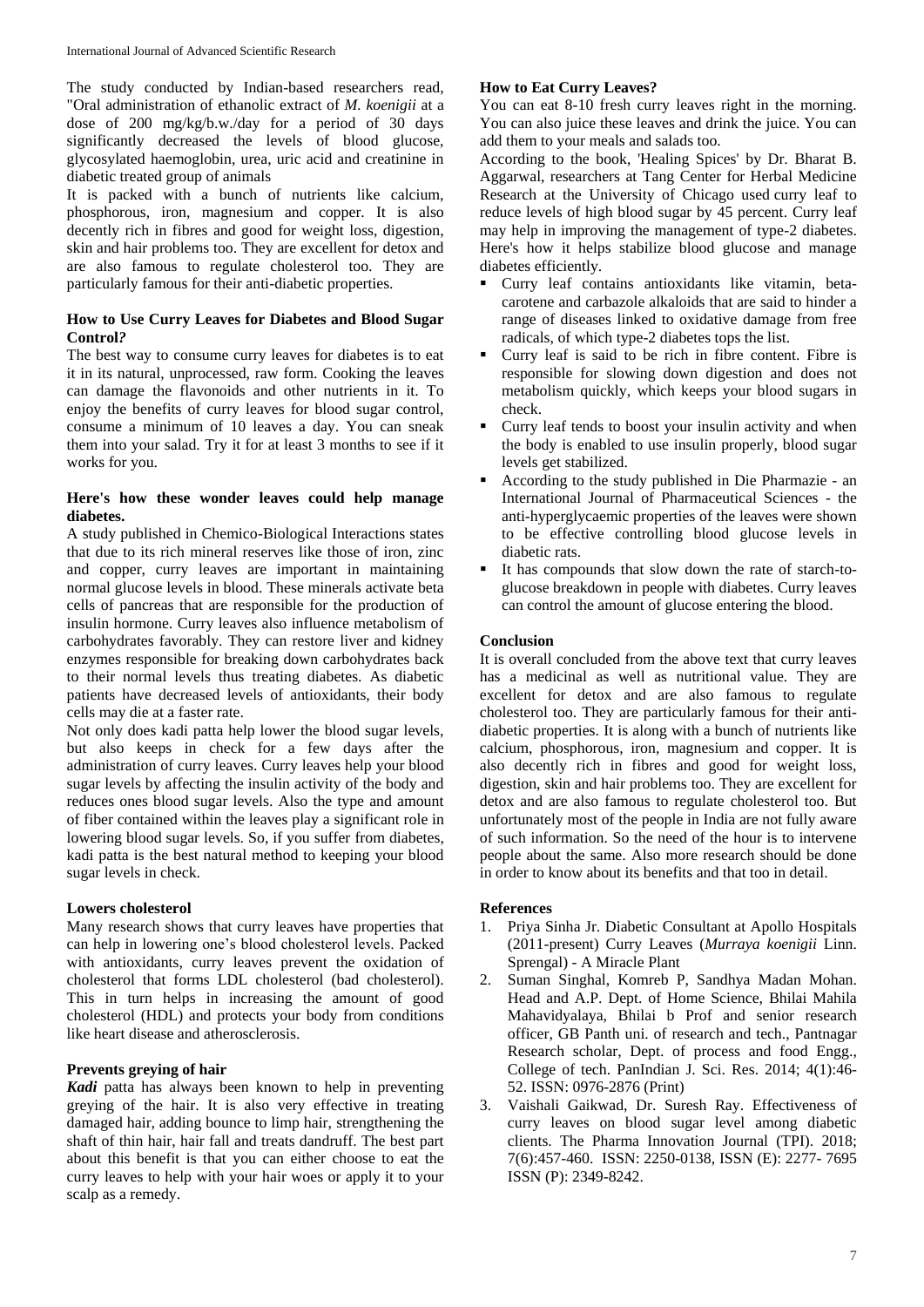The study conducted by Indian-based researchers read, "Oral administration of ethanolic extract of *M. koenigii* at a dose of 200 mg/kg/b.w./day for a period of 30 days significantly decreased the levels of blood glucose, glycosylated haemoglobin, urea, uric acid and creatinine in diabetic treated group of animals

It is packed with a bunch of nutrients like calcium, phosphorous, iron, magnesium and copper. It is also decently rich in fibres and good for weight loss, digestion, skin and hair problems too. They are excellent for detox and are also famous to regulate cholesterol too. They are particularly famous for their anti-diabetic properties.

### How to Use Curry Leaves for Diabetes and Blood Sugar Control?

The best way to consume curry leaves for diabetes is to eat it in its natural, unprocessed, raw form. Cooking the leaves can damage the flavonoids and other nutrients in it. To enjoy the benefits of curry leaves for blood sugar control, consume a minimum of 10 leaves a day. You can sneak them into your salad. Try it for at least 3 months to see if it works for you.

### Here's how these wonder leaves could help manage diabetes.

A study published in Chemico-Biological Interactions states that due to its rich mineral reserves like those of iron, zinc and copper, curry leaves are important in maintaining normal glucose levels in blood. These minerals activate beta cells of pancreas that are responsible for the production of insulin hormone. Curry leaves also influence metabolism of carbohydrates favorably. They can restore liver and kidney enzymes responsible for breaking down carbohydrates back to their normal levels thus treating diabetes. As diabetic patients have decreased levels of antioxidants, their body cells may die at a faster rate.

Not only does kadi patta help lower the blood sugar levels, but also keeps in check for a few days after the administration of curry leaves. Curry leaves help your blood sugar levels by affecting the insulin activity of the body and reduces ones blood sugar levels. Also the type and amount of fiber contained within the leaves play a significant role in lowering blood sugar levels. So, if you suffer from diabetes, kadi patta is the best natural method to keeping your blood sugar levels in check.

### Lowers cholesterol

Many research shows that curry leaves have properties that can help in lowering one's blood cholesterol levels. Packed with antioxidants, curry leaves prevent the oxidation of cholesterol that forms LDL cholesterol (bad cholesterol). This in turn helps in increasing the amount of good cholesterol (HDL) and protects your body from conditions like heart disease and atherosclerosis.

### Prevents greying of hair

***Kadi*** patta has always been known to help in preventing greying of the hair. It is also very effective in treating damaged hair, adding bounce to limp hair, strengthening the shaft of thin hair, hair fall and treats dandruff. The best part about this benefit is that you can either choose to eat the curry leaves to help with your hair woes or apply it to your scalp as a remedy.

### How to Eat Curry Leaves?

You can eat 8-10 fresh curry leaves right in the morning. You can also juice these leaves and drink the juice. You can add them to your meals and salads too.

According to the book, 'Healing Spices' by Dr. Bharat B. Aggarwal, researchers at Tang Center for Herbal Medicine Research at the University of Chicago used curry leaf to reduce levels of high blood sugar by 45 percent. Curry leaf may help in improving the management of type-2 diabetes. Here's how it helps stabilize blood glucose and manage diabetes efficiently.

- Curry leaf contains antioxidants like vitamin, beta-carotene and carbazole alkaloids that are said to hinder a range of diseases linked to oxidative damage from free radicals, of which type-2 diabetes tops the list.
- Curry leaf is said to be rich in fibre content. Fibre is responsible for slowing down digestion and does not metabolism quickly, which keeps your blood sugars in check.
- Curry leaf tends to boost your insulin activity and when the body is enabled to use insulin properly, blood sugar levels get stabilized.
- According to the study published in Die Pharmazie - an International Journal of Pharmaceutical Sciences - the anti-hyperglycaemic properties of the leaves were shown to be effective controlling blood glucose levels in diabetic rats.
- It has compounds that slow down the rate of starch-to-glucose breakdown in people with diabetes. Curry leaves can control the amount of glucose entering the blood.

### Conclusion

It is overall concluded from the above text that curry leaves has a medicinal as well as nutritional value. They are excellent for detox and are also famous to regulate cholesterol too. They are particularly famous for their anti-diabetic properties. It is along with a bunch of nutrients like calcium, phosphorous, iron, magnesium and copper. It is also decently rich in fibres and good for weight loss, digestion, skin and hair problems too. They are excellent for detox and are also famous to regulate cholesterol too. But unfortunately most of the people in India are not fully aware of such information. So the need of the hour is to intervene people about the same. Also more research should be done in order to know about its benefits and that too in detail.

### References

1. Priya Sinha Jr. Diabetic Consultant at Apollo Hospitals (2011-present) Curry Leaves (*Murraya koenigii* Linn. Sprengal) - A Miracle Plant
2. Suman Singhal, Komreb P, Sandhya Madan Mohan. Head and A.P. Dept. of Home Science, Bhilai Mahila Mahavidyalaya, Bhilai b Prof and senior research officer, GB Panth uni. of research and tech., Pantnagar Research scholar, Dept. of process and food Engg., College of tech. PanIndian J. Sci. Res. 2014; 4(1):46-52. ISSN: 0976-2876 (Print)
3. Vaishali Gaikwad, Dr. Suresh Ray. Effectiveness of curry leaves on blood sugar level among diabetic clients. The Pharma Innovation Journal (TPI). 2018; 7(6):457-460. ISSN: 2250-0138, ISSN (E): 2277- 7695 ISSN (P): 2349-8242.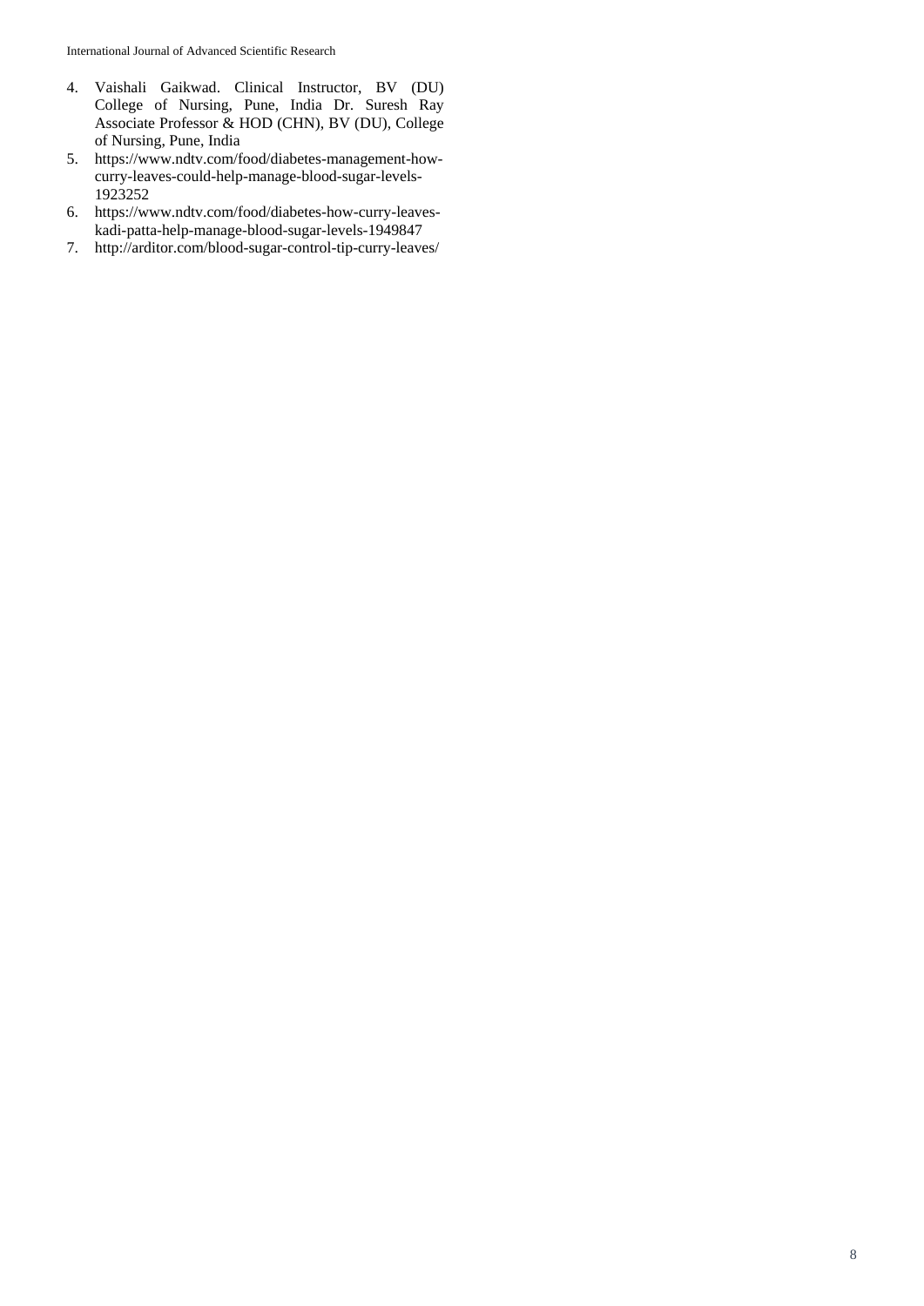4. Vaishali Gaikwad. Clinical Instructor, BV (DU) College of Nursing, Pune, India Dr. Suresh Ray Associate Professor & HOD (CHN), BV (DU), College of Nursing, Pune, India
5. https://www.ndtv.com/food/diabetes-management-how-curry-leaves-could-help-manage-blood-sugar-levels-1923252
6. https://www.ndtv.com/food/diabetes-how-curry-leaves-kadi-patta-help-manage-blood-sugar-levels-1949847
7. http://arditor.com/blood-sugar-control-tip-curry-leaves/